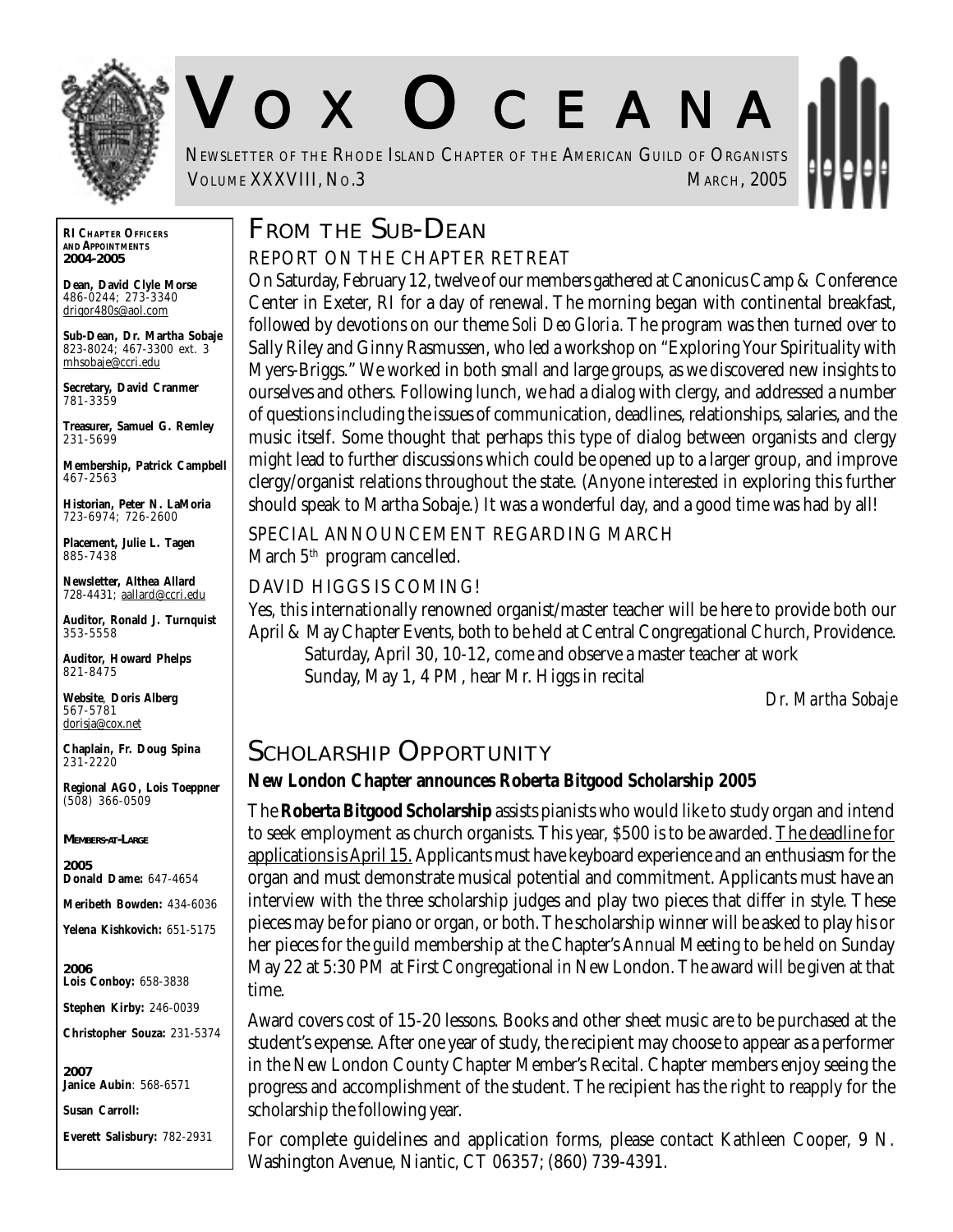# VOX OCEANA

NEWSLETTER OF THE RHODE ISLAND CHAPTER OF THE AMERICAN GUILD OF ORGANISTS

VOLUME XXXVIII, NO.3 — MARCH, 2005

**RI CHAPTER OFFICERS AND APPOINTMENTS 2004-2005**

**Dean, David Clyle Morse**
486-0244; 273-3340
drigor480s@aol.com

**Sub-Dean, Dr. Martha Sobaje**
823-8024; 467-3300 ext. 3
mhsobaje@ccri.edu

**Secretary, David Cranmer**
781-3359

**Treasurer, Samuel G. Remley**
231-5699

**Membership, Patrick Campbell**
467-2563

**Historian, Peter N. LaMoria**
723-6974; 726-2600

**Placement, Julie L. Tagen**
885-7438

**Newsletter, Althea Allard**
728-4431; aallard@ccri.edu

**Auditor, Ronald J. Turnquist**
353-5558

**Auditor, Howard Phelps**
821-8475

**Website, Doris Alberg**
567-5781
dorisja@cox.net

**Chaplain, Fr. Doug Spina**
231-2220

**Regional AGO, Lois Toeppner**
(508) 366-0509

**MEMBERS-AT-LARGE**

**2005**
**Donald Dame:** 647-4654
**Meribeth Bowden:** 434-6036
**Yelena Kishkovich:** 651-5175

**2006**
**Lois Conboy:** 658-3838
**Stephen Kirby:** 246-0039
**Christopher Souza:** 231-5374

**2007**
**Janice Aubin**: 568-6571
**Susan Carroll:**
**Everett Salisbury:** 782-2931

## FROM THE SUB-DEAN

### REPORT ON THE CHAPTER RETREAT

On Saturday, February 12, twelve of our members gathered at Canonicus Camp & Conference Center in Exeter, RI for a day of renewal. The morning began with continental breakfast, followed by devotions on our theme *Soli Deo Gloria*. The program was then turned over to Sally Riley and Ginny Rasmussen, who led a workshop on "Exploring Your Spirituality with Myers-Briggs." We worked in both small and large groups, as we discovered new insights to ourselves and others. Following lunch, we had a dialog with clergy, and addressed a number of questions including the issues of communication, deadlines, relationships, salaries, and the music itself. Some thought that perhaps this type of dialog between organists and clergy might lead to further discussions which could be opened up to a larger group, and improve clergy/organist relations throughout the state. (Anyone interested in exploring this further should speak to Martha Sobaje.) It was a wonderful day, and a good time was had by all!

### SPECIAL ANNOUNCEMENT REGARDING MARCH

March 5th program cancelled.

### DAVID HIGGS IS COMING!

Yes, this internationally renowned organist/master teacher will be here to provide both our April & May Chapter Events, both to be held at Central Congregational Church, Providence.

Saturday, April 30, 10-12, come and observe a master teacher at work
Sunday, May 1, 4 PM, hear Mr. Higgs in recital

*Dr. Martha Sobaje*

## SCHOLARSHIP OPPORTUNITY

**New London Chapter announces Roberta Bitgood Scholarship 2005**

The **Roberta Bitgood Scholarship** assists pianists who would like to study organ and intend to seek employment as church organists. This year, $500 is to be awarded. The deadline for applications is April 15. Applicants must have keyboard experience and an enthusiasm for the organ and must demonstrate musical potential and commitment. Applicants must have an interview with the three scholarship judges and play two pieces that differ in style. These pieces may be for piano or organ, or both. The scholarship winner will be asked to play his or her pieces for the guild membership at the Chapter's Annual Meeting to be held on Sunday May 22 at 5:30 PM at First Congregational in New London. The award will be given at that time.

Award covers cost of 15-20 lessons. Books and other sheet music are to be purchased at the student's expense. After one year of study, the recipient may choose to appear as a performer in the New London County Chapter Member's Recital. Chapter members enjoy seeing the progress and accomplishment of the student. The recipient has the right to reapply for the scholarship the following year.

For complete guidelines and application forms, please contact Kathleen Cooper, 9 N. Washington Avenue, Niantic, CT 06357; (860) 739-4391.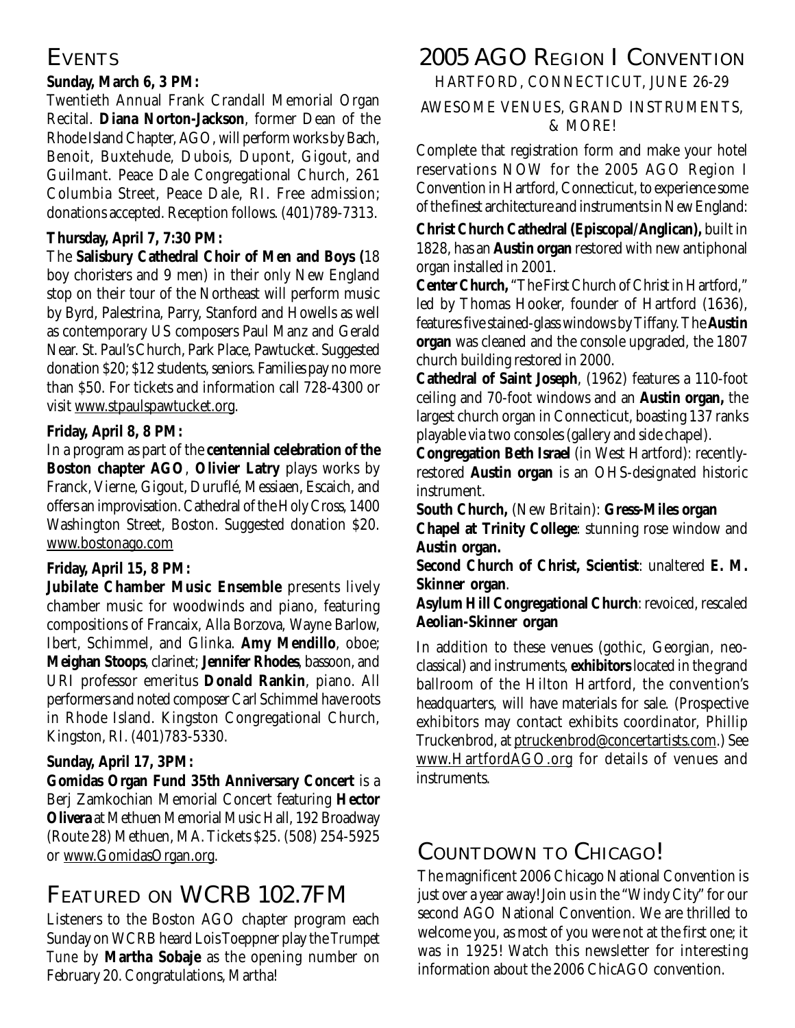## Events

**Sunday, March 6, 3 PM:**

Twentieth Annual Frank Crandall Memorial Organ Recital. **Diana Norton-Jackson**, former Dean of the Rhode Island Chapter, AGO, will perform works by Bach, Benoit, Buxtehude, Dubois, Dupont, Gigout, and Guilmant. Peace Dale Congregational Church, 261 Columbia Street, Peace Dale, RI. Free admission; donations accepted. Reception follows. (401)789-7313.

**Thursday, April 7, 7:30 PM:**

The **Salisbury Cathedral Choir of Men and Boys (**18 boy choristers and 9 men) in their only New England stop on their tour of the Northeast will perform music by Byrd, Palestrina, Parry, Stanford and Howells as well as contemporary US composers Paul Manz and Gerald Near. St. Paul's Church, Park Place, Pawtucket. Suggested donation $20; $12 students, seniors. Families pay no more than $50. For tickets and information call 728-4300 or visit www.stpaulspawtucket.org.

**Friday, April 8, 8 PM:**

In a program as part of the **centennial celebration of the Boston chapter AGO**, **Olivier Latry** plays works by Franck, Vierne, Gigout, Duruflé, Messiaen, Escaich, and offers an improvisation. Cathedral of the Holy Cross, 1400 Washington Street, Boston. Suggested donation $20. www.bostonago.com

**Friday, April 15, 8 PM:**

**Jubilate Chamber Music Ensemble** presents lively chamber music for woodwinds and piano, featuring compositions of Francaix, Alla Borzova, Wayne Barlow, Ibert, Schimmel, and Glinka. **Amy Mendillo**, oboe; **Meighan Stoops**, clarinet; **Jennifer Rhodes**, bassoon, and URI professor emeritus **Donald Rankin**, piano. All performers and noted composer Carl Schimmel have roots in Rhode Island. Kingston Congregational Church, Kingston, RI. (401)783-5330.

**Sunday, April 17, 3PM:**

**Gomidas Organ Fund 35th Anniversary Concert** is a Berj Zamkochian Memorial Concert featuring **Hector Olivera** at Methuen Memorial Music Hall, 192 Broadway (Route 28) Methuen, MA. Tickets $25. (508) 254-5925 or www.GomidasOrgan.org.

## Featured on WCRB 102.7FM

Listeners to the Boston AGO chapter program each Sunday on WCRB heard Lois Toeppner play the *Trumpet Tune* by **Martha Sobaje** as the opening number on February 20. Congratulations, Martha!

## 2005 AGO Region I Convention

HARTFORD, CONNECTICUT, JUNE 26-29

AWESOME VENUES, GRAND INSTRUMENTS, & MORE!

Complete that registration form and make your hotel reservations NOW for the 2005 AGO Region I Convention in Hartford, Connecticut, to experience some of the finest architecture and instruments in New England:

**Christ Church Cathedral (Episcopal/Anglican),** built in 1828, has an **Austin organ** restored with new antiphonal organ installed in 2001.

**Center Church,** "The First Church of Christ in Hartford," led by Thomas Hooker, founder of Hartford (1636), features five stained-glass windows by Tiffany. The **Austin organ** was cleaned and the console upgraded, the 1807 church building restored in 2000.

**Cathedral of Saint Joseph**, (1962) features a 110-foot ceiling and 70-foot windows and an **Austin organ,** the largest church organ in Connecticut, boasting 137 ranks playable via two consoles (gallery and side chapel).

**Congregation Beth Israel** (in West Hartford): recently-restored **Austin organ** is an OHS-designated historic instrument.

**South Church,** (New Britain): **Gress-Miles organ**

**Chapel at Trinity College**: stunning rose window and **Austin organ.**

**Second Church of Christ, Scientist**: unaltered **E. M. Skinner organ**.

**Asylum Hill Congregational Church**: revoiced, rescaled **Aeolian-Skinner organ**

In addition to these venues (gothic, Georgian, neo-classical) and instruments, **exhibitors** located in the grand ballroom of the Hilton Hartford, the convention's headquarters, will have materials for sale. (Prospective exhibitors may contact exhibits coordinator, Phillip Truckenbrod, at ptruckenbrod@concertartists.com.) See www.HartfordAGO.org for details of venues and instruments.

## Countdown to Chicago!

The magnificent 2006 Chicago National Convention is just over a year away! Join us in the "Windy City" for our second AGO National Convention. We are thrilled to welcome you, as most of you were not at the first one; it was in 1925! Watch this newsletter for interesting information about the 2006 ChicAGO convention.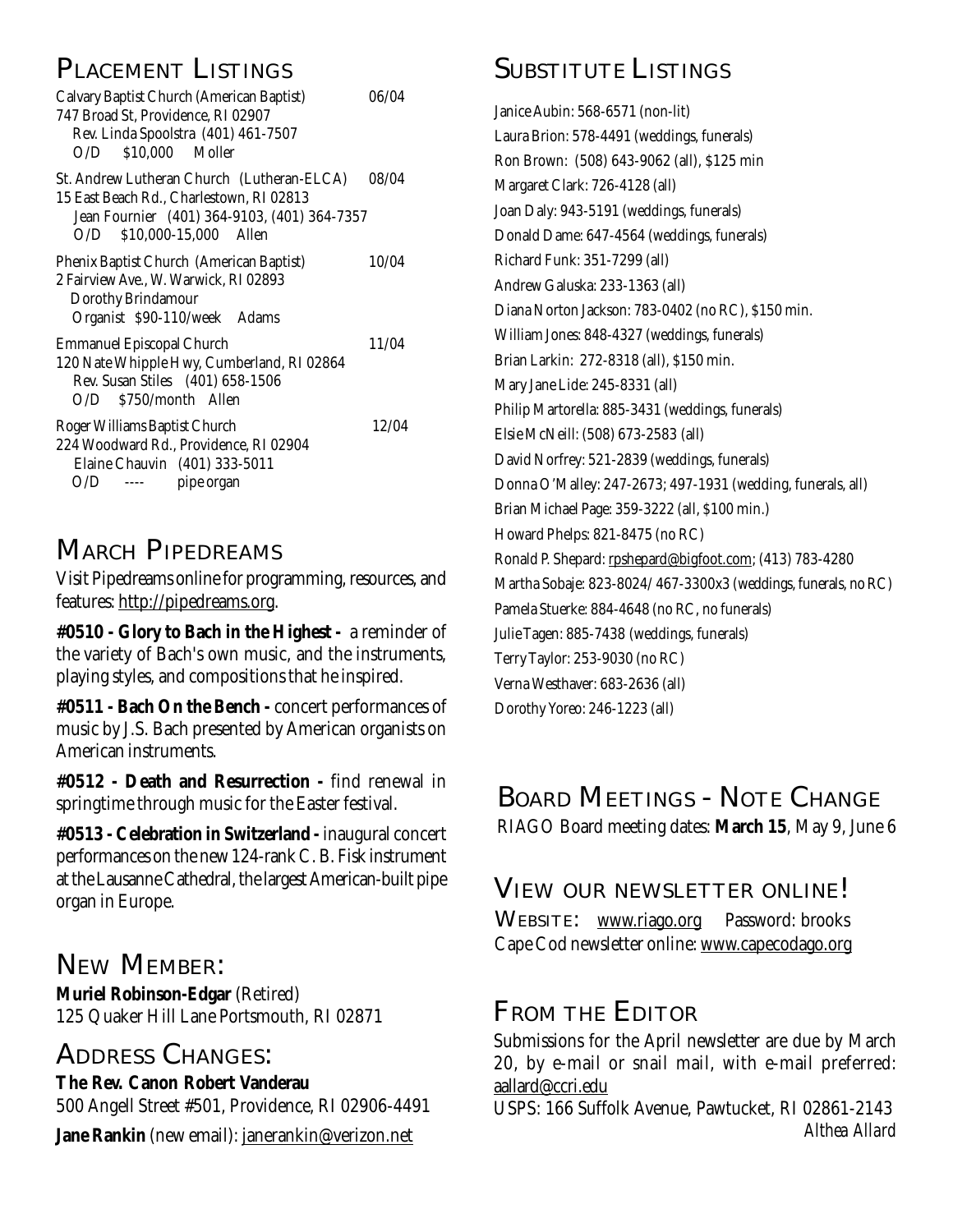## Placement Listings

Calvary Baptist Church (American Baptist) 06/04
747 Broad St, Providence, RI 02907
Rev. Linda Spoolstra (401) 461-7507
O/D $10,000 Moller

St. Andrew Lutheran Church (Lutheran-ELCA) 08/04
15 East Beach Rd., Charlestown, RI 02813
Jean Fournier (401) 364-9103, (401) 364-7357
O/D $10,000-15,000 Allen

Phenix Baptist Church (American Baptist) 10/04
2 Fairview Ave., W. Warwick, RI 02893
Dorothy Brindamour
Organist $90-110/week Adams

Emmanuel Episcopal Church 11/04
120 Nate Whipple Hwy, Cumberland, RI 02864
Rev. Susan Stiles (401) 658-1506
O/D $750/month Allen

Roger Williams Baptist Church 12/04
224 Woodward Rd., Providence, RI 02904
Elaine Chauvin (401) 333-5011
O/D ---- pipe organ

## March Pipedreams

Visit Pipedreams online for programming, resources, and features: http://pipedreams.org.

**#0510 - Glory to Bach in the Highest -** a reminder of the variety of Bach's own music, and the instruments, playing styles, and compositions that he inspired.

**#0511 - Bach On the Bench -** concert performances of music by J.S. Bach presented by American organists on American instruments.

**#0512 - Death and Resurrection -** find renewal in springtime through music for the Easter festival.

**#0513 - Celebration in Switzerland -** inaugural concert performances on the new 124-rank C. B. Fisk instrument at the Lausanne Cathedral, the largest American-built pipe organ in Europe.

## New Member:

**Muriel Robinson-Edgar** (Retired)
125 Quaker Hill Lane Portsmouth, RI 02871

## Address Changes:

**The Rev. Canon Robert Vanderau**
500 Angell Street #501, Providence, RI 02906-4491

**Jane Rankin** (new email): janerankin@verizon.net

## Substitute Listings

Janice Aubin: 568-6571 (non-lit)
Laura Brion: 578-4491 (weddings, funerals)
Ron Brown: (508) 643-9062 (all), $125 min
Margaret Clark: 726-4128 (all)
Joan Daly: 943-5191 (weddings, funerals)
Donald Dame: 647-4564 (weddings, funerals)
Richard Funk: 351-7299 (all)
Andrew Galuska: 233-1363 (all)
Diana Norton Jackson: 783-0402 (no RC), $150 min.
William Jones: 848-4327 (weddings, funerals)
Brian Larkin: 272-8318 (all), $150 min.
Mary Jane Lide: 245-8331 (all)
Philip Martorella: 885-3431 (weddings, funerals)
Elsie McNeill: (508) 673-2583 (all)
David Norfrey: 521-2839 (weddings, funerals)
Donna O'Malley: 247-2673; 497-1931 (wedding, funerals, all)
Brian Michael Page: 359-3222 (all, $100 min.)
Howard Phelps: 821-8475 (no RC)
Ronald P. Shepard: rpshepard@bigfoot.com; (413) 783-4280
Martha Sobaje: 823-8024/ 467-3300x3 (weddings, funerals, no RC)
Pamela Stuerke: 884-4648 (no RC, no funerals)
Julie Tagen: 885-7438 (weddings, funerals)
Terry Taylor: 253-9030 (no RC)
Verna Westhaver: 683-2636 (all)
Dorothy Yoreo: 246-1223 (all)

## Board Meetings - Note Change

RIAGO Board meeting dates: **March 15**, May 9, June 6

## View our newsletter online!

Website: www.riago.org Password: brooks
Cape Cod newsletter online: www.capecodago.org

## From the Editor

Submissions for the April newsletter are due by March 20, by e-mail or snail mail, with e-mail preferred: aallard@ccri.edu
USPS: 166 Suffolk Avenue, Pawtucket, RI 02861-2143

*Althea Allard*